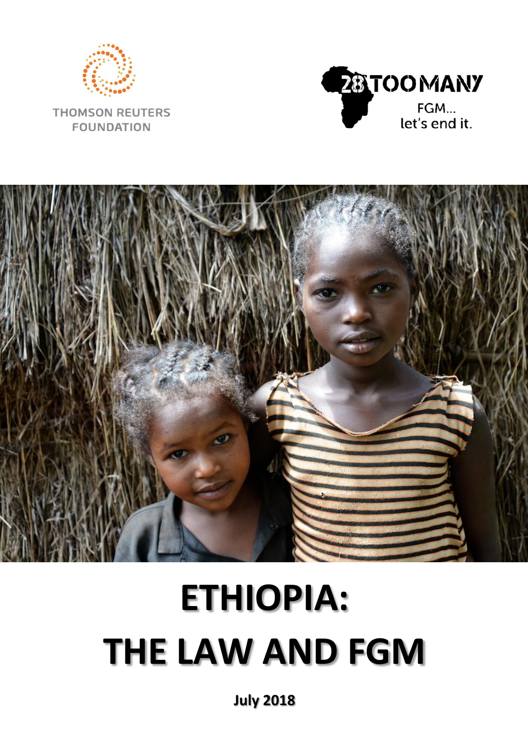THOMSON REUTERS FOUNDATION

28TOOMANY

FGM... let's end it.

# ETHIOPIA: THE LAW AND FGM

**July 2018**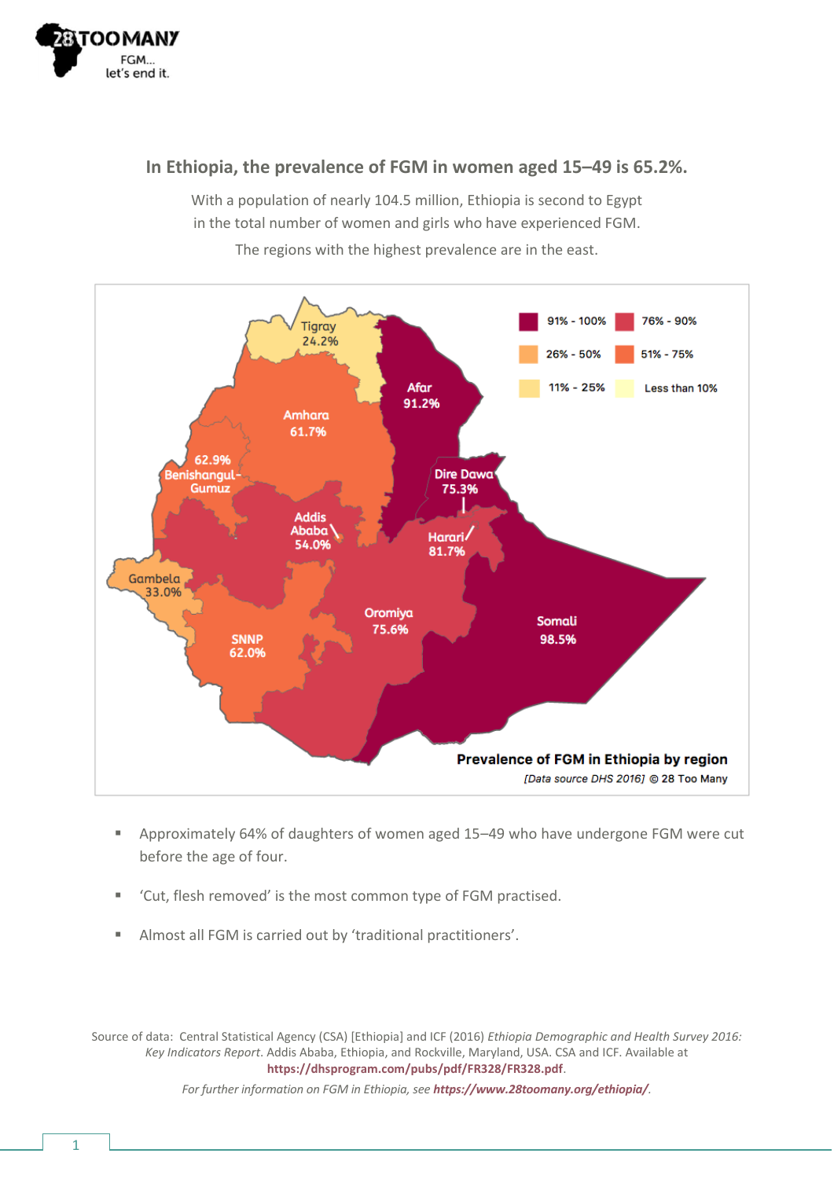## In Ethiopia, the prevalence of FGM in women aged 15–49 is 65.2%.

With a population of nearly 104.5 million, Ethiopia is second to Egypt in the total number of women and girls who have experienced FGM.

The regions with the highest prevalence are in the east.

91% - 100% | 76% - 90% | 26% - 50% | 51% - 75% | 11% - 25% | Less than 10%

Tigray 24.2%
Afar 91.2%
Amhara 61.7%
62.9% Benishangul-Gumuz
Dire Dawa 75.3%
Addis Ababa 54.0%
Harari 81.7%
Gambela 33.0%
Oromiya 75.6%
Somali 98.5%
SNNP 62.0%

**Prevalence of FGM in Ethiopia by region**

*[Data source DHS 2016]* © 28 Too Many

- Approximately 64% of daughters of women aged 15–49 who have undergone FGM were cut before the age of four.
- 'Cut, flesh removed' is the most common type of FGM practised.
- Almost all FGM is carried out by 'traditional practitioners'.

Source of data: Central Statistical Agency (CSA) [Ethiopia] and ICF (2016) *Ethiopia Demographic and Health Survey 2016: Key Indicators Report*. Addis Ababa, Ethiopia, and Rockville, Maryland, USA. CSA and ICF. Available at **https://dhsprogram.com/pubs/pdf/FR328/FR328.pdf**.

*For further information on FGM in Ethiopia, see* ***https://www.28toomany.org/ethiopia/***.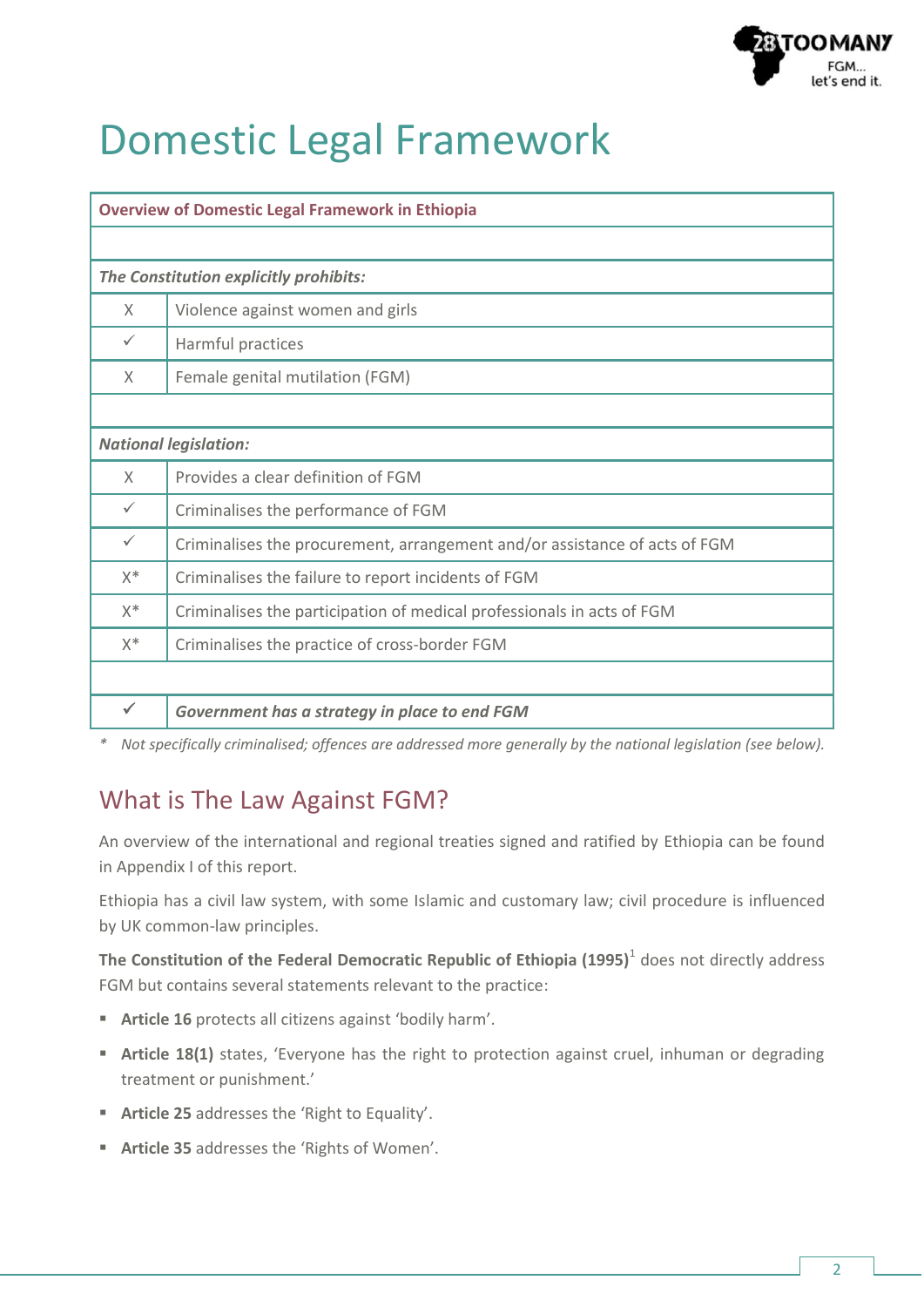# Domestic Legal Framework

| Overview of Domestic Legal Framework in Ethiopia | |
|---|---|
| | |
| ***The Constitution explicitly prohibits:*** | |
| X | Violence against women and girls |
| ✓ | Harmful practices |
| X | Female genital mutilation (FGM) |
| | |
| ***National legislation:*** | |
| X | Provides a clear definition of FGM |
| ✓ | Criminalises the performance of FGM |
| ✓ | Criminalises the procurement, arrangement and/or assistance of acts of FGM |
| X* | Criminalises the failure to report incidents of FGM |
| X* | Criminalises the participation of medical professionals in acts of FGM |
| X* | Criminalises the practice of cross-border FGM |
| | |
| ✓ | ***Government has a strategy in place to end FGM*** |

\* *Not specifically criminalised; offences are addressed more generally by the national legislation (see below).*

## What is The Law Against FGM?

An overview of the international and regional treaties signed and ratified by Ethiopia can be found in Appendix I of this report.

Ethiopia has a civil law system, with some Islamic and customary law; civil procedure is influenced by UK common-law principles.

**The Constitution of the Federal Democratic Republic of Ethiopia (1995)**[1] does not directly address FGM but contains several statements relevant to the practice:

- **Article 16** protects all citizens against 'bodily harm'.
- **Article 18(1)** states, 'Everyone has the right to protection against cruel, inhuman or degrading treatment or punishment.'
- **Article 25** addresses the 'Right to Equality'.
- **Article 35** addresses the 'Rights of Women'.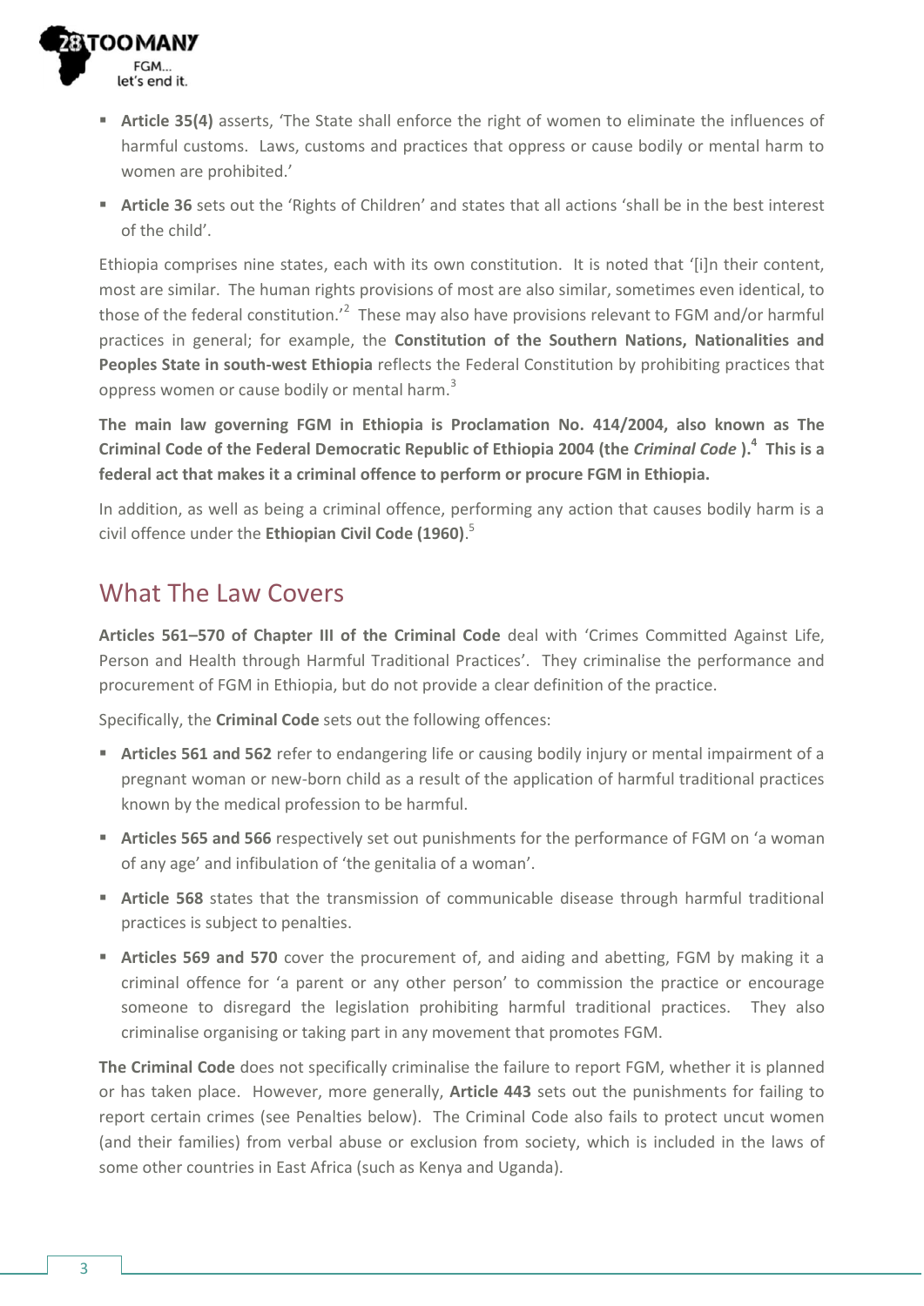- **Article 35(4)** asserts, 'The State shall enforce the right of women to eliminate the influences of harmful customs. Laws, customs and practices that oppress or cause bodily or mental harm to women are prohibited.'
- **Article 36** sets out the 'Rights of Children' and states that all actions 'shall be in the best interest of the child'.

Ethiopia comprises nine states, each with its own constitution. It is noted that '[i]n their content, most are similar. The human rights provisions of most are also similar, sometimes even identical, to those of the federal constitution.'[2] These may also have provisions relevant to FGM and/or harmful practices in general; for example, the **Constitution of the Southern Nations, Nationalities and Peoples State in south-west Ethiopia** reflects the Federal Constitution by prohibiting practices that oppress women or cause bodily or mental harm.[3]

**The main law governing FGM in Ethiopia is Proclamation No. 414/2004, also known as The Criminal Code of the Federal Democratic Republic of Ethiopia 2004 (the *Criminal Code* ).[4] This is a federal act that makes it a criminal offence to perform or procure FGM in Ethiopia.**

In addition, as well as being a criminal offence, performing any action that causes bodily harm is a civil offence under the **Ethiopian Civil Code (1960)**.[5]

## What The Law Covers

**Articles 561–570 of Chapter III of the Criminal Code** deal with 'Crimes Committed Against Life, Person and Health through Harmful Traditional Practices'. They criminalise the performance and procurement of FGM in Ethiopia, but do not provide a clear definition of the practice.

Specifically, the **Criminal Code** sets out the following offences:

- **Articles 561 and 562** refer to endangering life or causing bodily injury or mental impairment of a pregnant woman or new-born child as a result of the application of harmful traditional practices known by the medical profession to be harmful.
- **Articles 565 and 566** respectively set out punishments for the performance of FGM on 'a woman of any age' and infibulation of 'the genitalia of a woman'.
- **Article 568** states that the transmission of communicable disease through harmful traditional practices is subject to penalties.
- **Articles 569 and 570** cover the procurement of, and aiding and abetting, FGM by making it a criminal offence for 'a parent or any other person' to commission the practice or encourage someone to disregard the legislation prohibiting harmful traditional practices. They also criminalise organising or taking part in any movement that promotes FGM.

**The Criminal Code** does not specifically criminalise the failure to report FGM, whether it is planned or has taken place. However, more generally, **Article 443** sets out the punishments for failing to report certain crimes (see Penalties below). The Criminal Code also fails to protect uncut women (and their families) from verbal abuse or exclusion from society, which is included in the laws of some other countries in East Africa (such as Kenya and Uganda).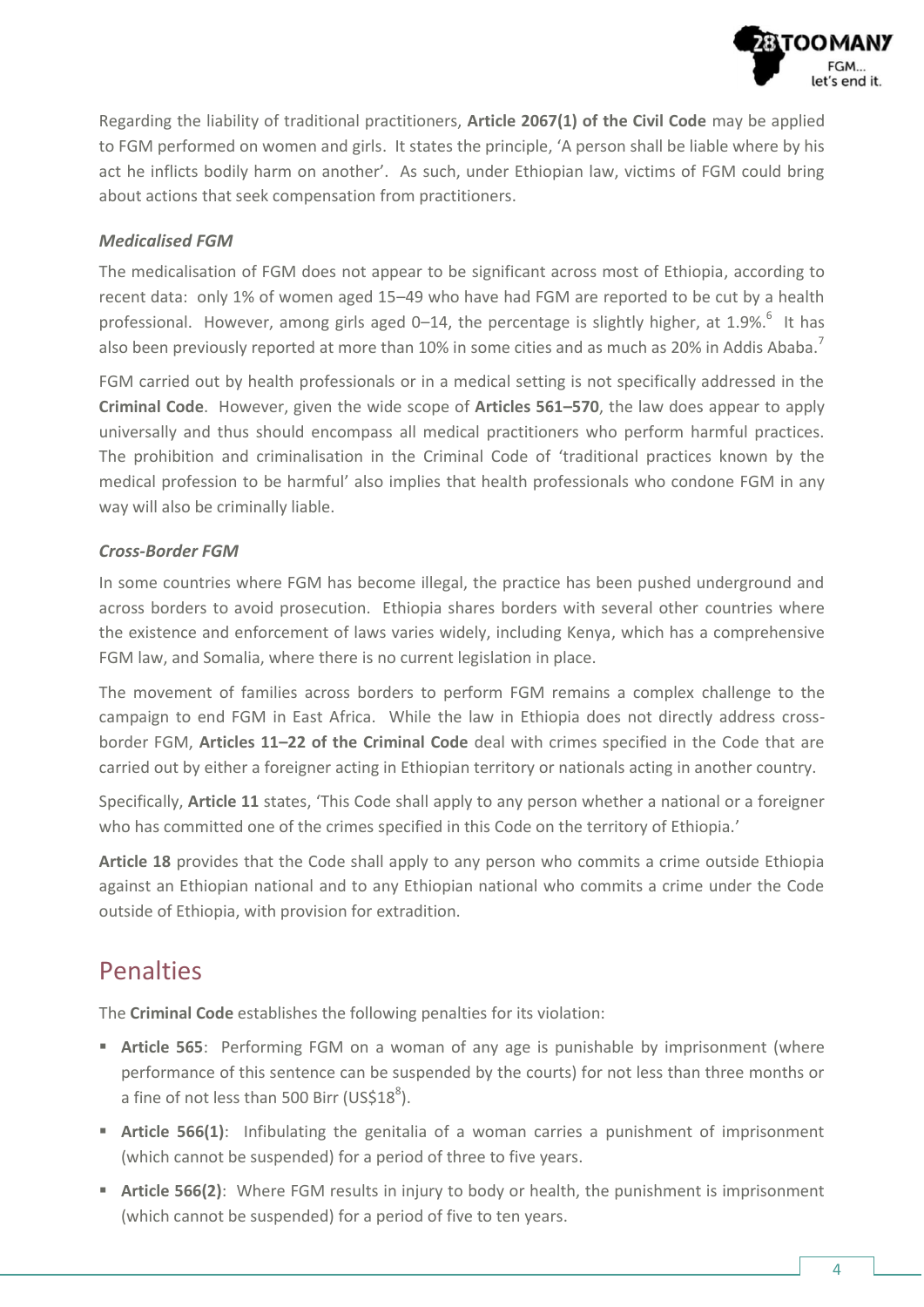Regarding the liability of traditional practitioners, **Article 2067(1) of the Civil Code** may be applied to FGM performed on women and girls. It states the principle, 'A person shall be liable where by his act he inflicts bodily harm on another'. As such, under Ethiopian law, victims of FGM could bring about actions that seek compensation from practitioners.

### *Medicalised FGM*

The medicalisation of FGM does not appear to be significant across most of Ethiopia, according to recent data: only 1% of women aged 15–49 who have had FGM are reported to be cut by a health professional. However, among girls aged 0–14, the percentage is slightly higher, at 1.9%.[6] It has also been previously reported at more than 10% in some cities and as much as 20% in Addis Ababa.[7]

FGM carried out by health professionals or in a medical setting is not specifically addressed in the **Criminal Code**. However, given the wide scope of **Articles 561–570**, the law does appear to apply universally and thus should encompass all medical practitioners who perform harmful practices. The prohibition and criminalisation in the Criminal Code of 'traditional practices known by the medical profession to be harmful' also implies that health professionals who condone FGM in any way will also be criminally liable.

### *Cross-Border FGM*

In some countries where FGM has become illegal, the practice has been pushed underground and across borders to avoid prosecution. Ethiopia shares borders with several other countries where the existence and enforcement of laws varies widely, including Kenya, which has a comprehensive FGM law, and Somalia, where there is no current legislation in place.

The movement of families across borders to perform FGM remains a complex challenge to the campaign to end FGM in East Africa. While the law in Ethiopia does not directly address cross-border FGM, **Articles 11–22 of the Criminal Code** deal with crimes specified in the Code that are carried out by either a foreigner acting in Ethiopian territory or nationals acting in another country.

Specifically, **Article 11** states, 'This Code shall apply to any person whether a national or a foreigner who has committed one of the crimes specified in this Code on the territory of Ethiopia.'

**Article 18** provides that the Code shall apply to any person who commits a crime outside Ethiopia against an Ethiopian national and to any Ethiopian national who commits a crime under the Code outside of Ethiopia, with provision for extradition.

## Penalties

The **Criminal Code** establishes the following penalties for its violation:

- **Article 565**: Performing FGM on a woman of any age is punishable by imprisonment (where performance of this sentence can be suspended by the courts) for not less than three months or a fine of not less than 500 Birr (US$18[8]).
- **Article 566(1)**: Infibulating the genitalia of a woman carries a punishment of imprisonment (which cannot be suspended) for a period of three to five years.
- **Article 566(2)**: Where FGM results in injury to body or health, the punishment is imprisonment (which cannot be suspended) for a period of five to ten years.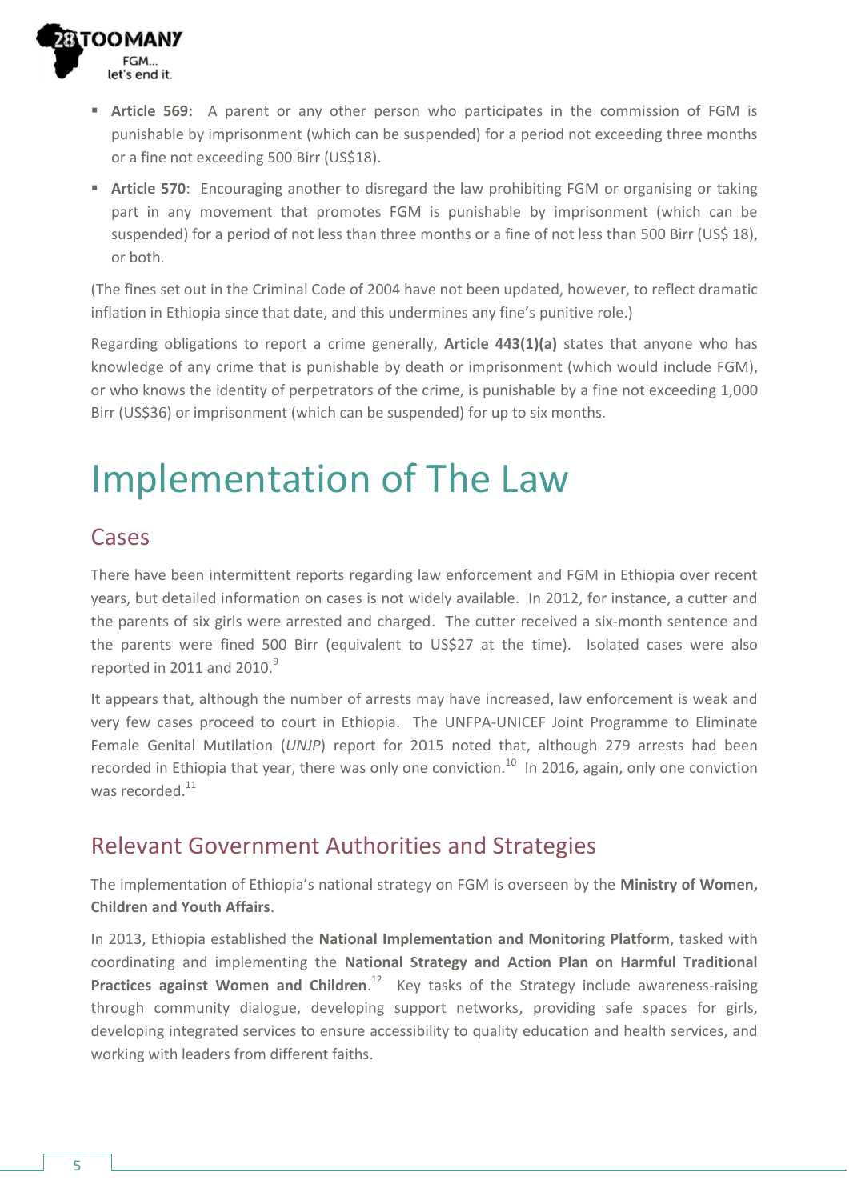- **Article 569:** A parent or any other person who participates in the commission of FGM is punishable by imprisonment (which can be suspended) for a period not exceeding three months or a fine not exceeding 500 Birr (US$18).
- **Article 570**: Encouraging another to disregard the law prohibiting FGM or organising or taking part in any movement that promotes FGM is punishable by imprisonment (which can be suspended) for a period of not less than three months or a fine of not less than 500 Birr (US$ 18), or both.

(The fines set out in the Criminal Code of 2004 have not been updated, however, to reflect dramatic inflation in Ethiopia since that date, and this undermines any fine's punitive role.)

Regarding obligations to report a crime generally, **Article 443(1)(a)** states that anyone who has knowledge of any crime that is punishable by death or imprisonment (which would include FGM), or who knows the identity of perpetrators of the crime, is punishable by a fine not exceeding 1,000 Birr (US$36) or imprisonment (which can be suspended) for up to six months.

# Implementation of The Law

## Cases

There have been intermittent reports regarding law enforcement and FGM in Ethiopia over recent years, but detailed information on cases is not widely available. In 2012, for instance, a cutter and the parents of six girls were arrested and charged. The cutter received a six-month sentence and the parents were fined 500 Birr (equivalent to US$27 at the time). Isolated cases were also reported in 2011 and 2010.[9]

It appears that, although the number of arrests may have increased, law enforcement is weak and very few cases proceed to court in Ethiopia. The UNFPA-UNICEF Joint Programme to Eliminate Female Genital Mutilation (*UNJP*) report for 2015 noted that, although 279 arrests had been recorded in Ethiopia that year, there was only one conviction.[10] In 2016, again, only one conviction was recorded.[11]

## Relevant Government Authorities and Strategies

The implementation of Ethiopia's national strategy on FGM is overseen by the **Ministry of Women, Children and Youth Affairs**.

In 2013, Ethiopia established the **National Implementation and Monitoring Platform**, tasked with coordinating and implementing the **National Strategy and Action Plan on Harmful Traditional Practices against Women and Children**.[12] Key tasks of the Strategy include awareness-raising through community dialogue, developing support networks, providing safe spaces for girls, developing integrated services to ensure accessibility to quality education and health services, and working with leaders from different faiths.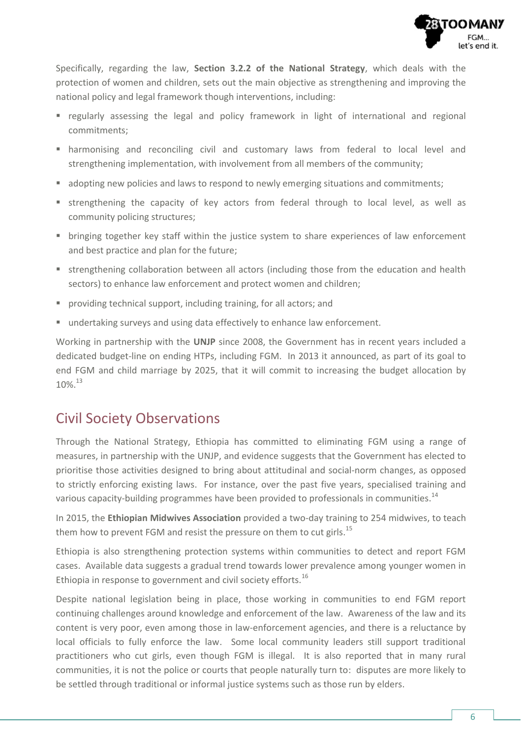Specifically, regarding the law, **Section 3.2.2 of the National Strategy**, which deals with the protection of women and children, sets out the main objective as strengthening and improving the national policy and legal framework though interventions, including:

- regularly assessing the legal and policy framework in light of international and regional commitments;
- harmonising and reconciling civil and customary laws from federal to local level and strengthening implementation, with involvement from all members of the community;
- adopting new policies and laws to respond to newly emerging situations and commitments;
- strengthening the capacity of key actors from federal through to local level, as well as community policing structures;
- bringing together key staff within the justice system to share experiences of law enforcement and best practice and plan for the future;
- strengthening collaboration between all actors (including those from the education and health sectors) to enhance law enforcement and protect women and children;
- providing technical support, including training, for all actors; and
- undertaking surveys and using data effectively to enhance law enforcement.

Working in partnership with the **UNJP** since 2008, the Government has in recent years included a dedicated budget-line on ending HTPs, including FGM. In 2013 it announced, as part of its goal to end FGM and child marriage by 2025, that it will commit to increasing the budget allocation by 10%.[13]

## Civil Society Observations

Through the National Strategy, Ethiopia has committed to eliminating FGM using a range of measures, in partnership with the UNJP, and evidence suggests that the Government has elected to prioritise those activities designed to bring about attitudinal and social-norm changes, as opposed to strictly enforcing existing laws. For instance, over the past five years, specialised training and various capacity-building programmes have been provided to professionals in communities.[14]

In 2015, the **Ethiopian Midwives Association** provided a two-day training to 254 midwives, to teach them how to prevent FGM and resist the pressure on them to cut girls.[15]

Ethiopia is also strengthening protection systems within communities to detect and report FGM cases. Available data suggests a gradual trend towards lower prevalence among younger women in Ethiopia in response to government and civil society efforts.[16]

Despite national legislation being in place, those working in communities to end FGM report continuing challenges around knowledge and enforcement of the law. Awareness of the law and its content is very poor, even among those in law-enforcement agencies, and there is a reluctance by local officials to fully enforce the law. Some local community leaders still support traditional practitioners who cut girls, even though FGM is illegal. It is also reported that in many rural communities, it is not the police or courts that people naturally turn to: disputes are more likely to be settled through traditional or informal justice systems such as those run by elders.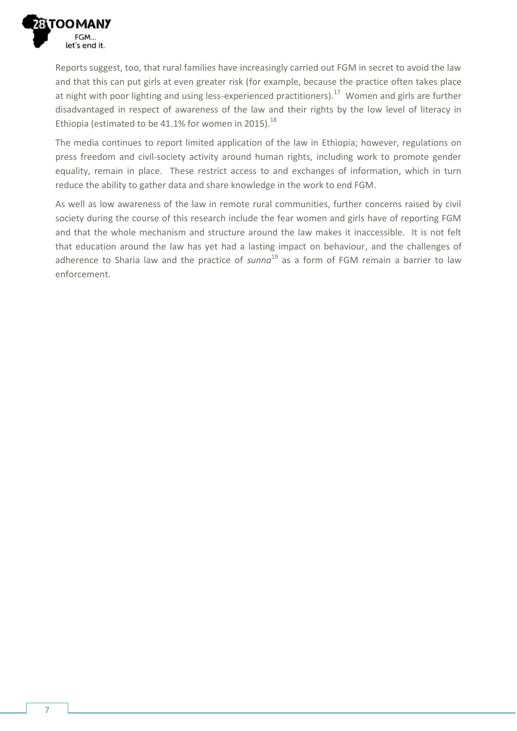Reports suggest, too, that rural families have increasingly carried out FGM in secret to avoid the law and that this can put girls at even greater risk (for example, because the practice often takes place at night with poor lighting and using less-experienced practitioners).[17] Women and girls are further disadvantaged in respect of awareness of the law and their rights by the low level of literacy in Ethiopia (estimated to be 41.1% for women in 2015).[18]

The media continues to report limited application of the law in Ethiopia; however, regulations on press freedom and civil-society activity around human rights, including work to promote gender equality, remain in place. These restrict access to and exchanges of information, which in turn reduce the ability to gather data and share knowledge in the work to end FGM.

As well as low awareness of the law in remote rural communities, further concerns raised by civil society during the course of this research include the fear women and girls have of reporting FGM and that the whole mechanism and structure around the law makes it inaccessible. It is not felt that education around the law has yet had a lasting impact on behaviour, and the challenges of adherence to Sharia law and the practice of *sunna*[19] as a form of FGM remain a barrier to law enforcement.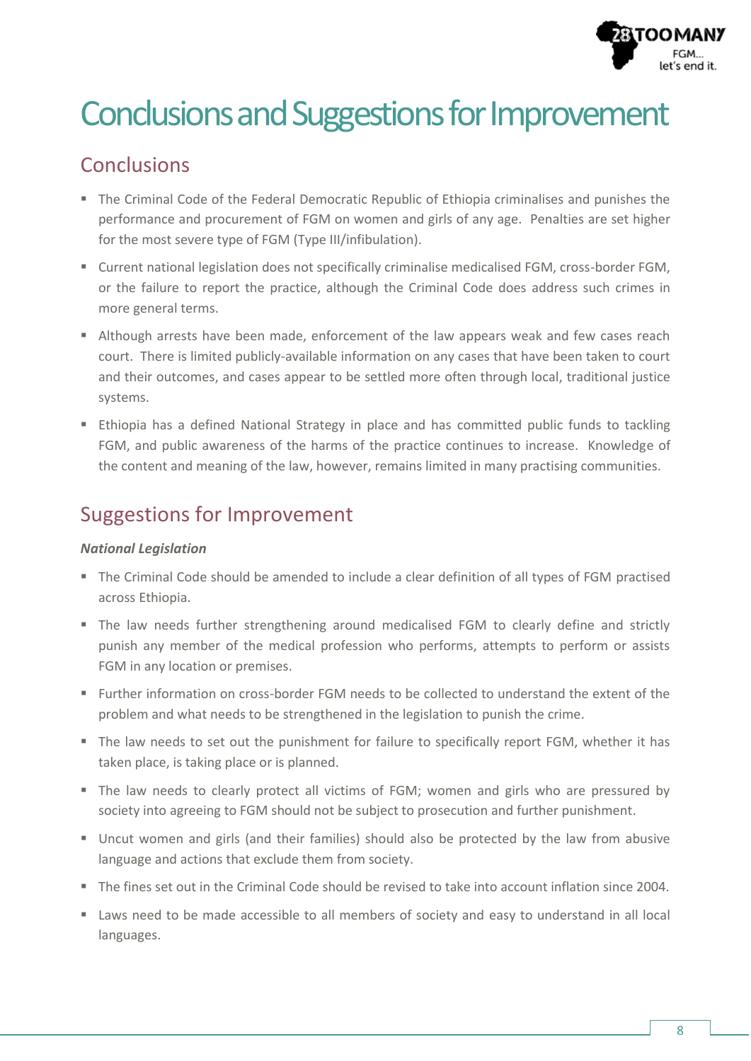# Conclusions and Suggestions for Improvement

## Conclusions

- The Criminal Code of the Federal Democratic Republic of Ethiopia criminalises and punishes the performance and procurement of FGM on women and girls of any age. Penalties are set higher for the most severe type of FGM (Type III/infibulation).
- Current national legislation does not specifically criminalise medicalised FGM, cross-border FGM, or the failure to report the practice, although the Criminal Code does address such crimes in more general terms.
- Although arrests have been made, enforcement of the law appears weak and few cases reach court. There is limited publicly-available information on any cases that have been taken to court and their outcomes, and cases appear to be settled more often through local, traditional justice systems.
- Ethiopia has a defined National Strategy in place and has committed public funds to tackling FGM, and public awareness of the harms of the practice continues to increase. Knowledge of the content and meaning of the law, however, remains limited in many practising communities.

## Suggestions for Improvement

***National Legislation***

- The Criminal Code should be amended to include a clear definition of all types of FGM practised across Ethiopia.
- The law needs further strengthening around medicalised FGM to clearly define and strictly punish any member of the medical profession who performs, attempts to perform or assists FGM in any location or premises.
- Further information on cross-border FGM needs to be collected to understand the extent of the problem and what needs to be strengthened in the legislation to punish the crime.
- The law needs to set out the punishment for failure to specifically report FGM, whether it has taken place, is taking place or is planned.
- The law needs to clearly protect all victims of FGM; women and girls who are pressured by society into agreeing to FGM should not be subject to prosecution and further punishment.
- Uncut women and girls (and their families) should also be protected by the law from abusive language and actions that exclude them from society.
- The fines set out in the Criminal Code should be revised to take into account inflation since 2004.
- Laws need to be made accessible to all members of society and easy to understand in all local languages.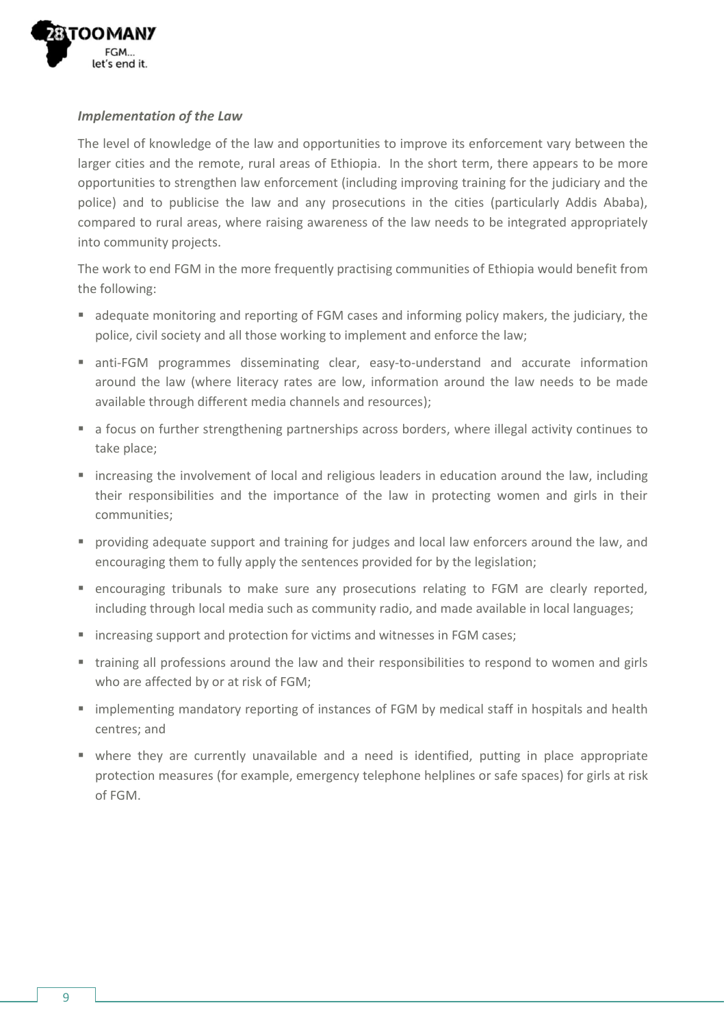### *Implementation of the Law*

The level of knowledge of the law and opportunities to improve its enforcement vary between the larger cities and the remote, rural areas of Ethiopia. In the short term, there appears to be more opportunities to strengthen law enforcement (including improving training for the judiciary and the police) and to publicise the law and any prosecutions in the cities (particularly Addis Ababa), compared to rural areas, where raising awareness of the law needs to be integrated appropriately into community projects.

The work to end FGM in the more frequently practising communities of Ethiopia would benefit from the following:

- adequate monitoring and reporting of FGM cases and informing policy makers, the judiciary, the police, civil society and all those working to implement and enforce the law;
- anti-FGM programmes disseminating clear, easy-to-understand and accurate information around the law (where literacy rates are low, information around the law needs to be made available through different media channels and resources);
- a focus on further strengthening partnerships across borders, where illegal activity continues to take place;
- increasing the involvement of local and religious leaders in education around the law, including their responsibilities and the importance of the law in protecting women and girls in their communities;
- providing adequate support and training for judges and local law enforcers around the law, and encouraging them to fully apply the sentences provided for by the legislation;
- encouraging tribunals to make sure any prosecutions relating to FGM are clearly reported, including through local media such as community radio, and made available in local languages;
- increasing support and protection for victims and witnesses in FGM cases;
- training all professions around the law and their responsibilities to respond to women and girls who are affected by or at risk of FGM;
- implementing mandatory reporting of instances of FGM by medical staff in hospitals and health centres; and
- where they are currently unavailable and a need is identified, putting in place appropriate protection measures (for example, emergency telephone helplines or safe spaces) for girls at risk of FGM.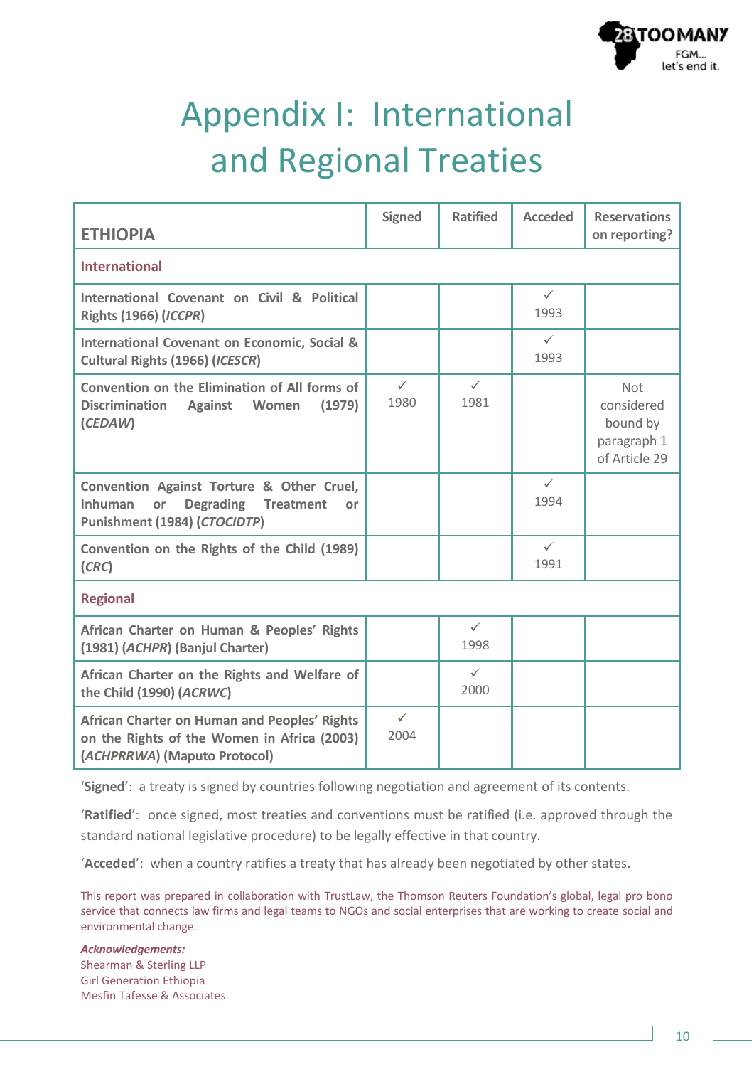# Appendix I: International and Regional Treaties

| **ETHIOPIA** | **Signed** | **Ratified** | **Acceded** | **Reservations on reporting?** |
|---|---|---|---|---|
| **International** | | | | |
| **International Covenant on Civil & Political Rights (1966) (*ICCPR*)** | | | ✓ 1993 | |
| **International Covenant on Economic, Social & Cultural Rights (1966) (*ICESCR*)** | | | ✓ 1993 | |
| **Convention on the Elimination of All forms of Discrimination Against Women (1979) (*CEDAW*)** | ✓ 1980 | ✓ 1981 | | Not considered bound by paragraph 1 of Article 29 |
| **Convention Against Torture & Other Cruel, Inhuman or Degrading Treatment or Punishment (1984) (*CTOCIDTP*)** | | | ✓ 1994 | |
| **Convention on the Rights of the Child (1989) (*CRC*)** | | | ✓ 1991 | |
| **Regional** | | | | |
| **African Charter on Human & Peoples' Rights (1981) (*ACHPR*) (Banjul Charter)** | | ✓ 1998 | | |
| **African Charter on the Rights and Welfare of the Child (1990) (*ACRWC*)** | | ✓ 2000 | | |
| **African Charter on Human and Peoples' Rights on the Rights of the Women in Africa (2003) (*ACHPRRWA*) (Maputo Protocol)** | ✓ 2004 | | | |

'**Signed**': a treaty is signed by countries following negotiation and agreement of its contents.

'**Ratified**': once signed, most treaties and conventions must be ratified (i.e. approved through the standard national legislative procedure) to be legally effective in that country.

'**Acceded**': when a country ratifies a treaty that has already been negotiated by other states.

This report was prepared in collaboration with TrustLaw, the Thomson Reuters Foundation's global, legal pro bono service that connects law firms and legal teams to NGOs and social enterprises that are working to create social and environmental change.

***Acknowledgements:***

Shearman & Sterling LLP
Girl Generation Ethiopia
Mesfin Tafesse & Associates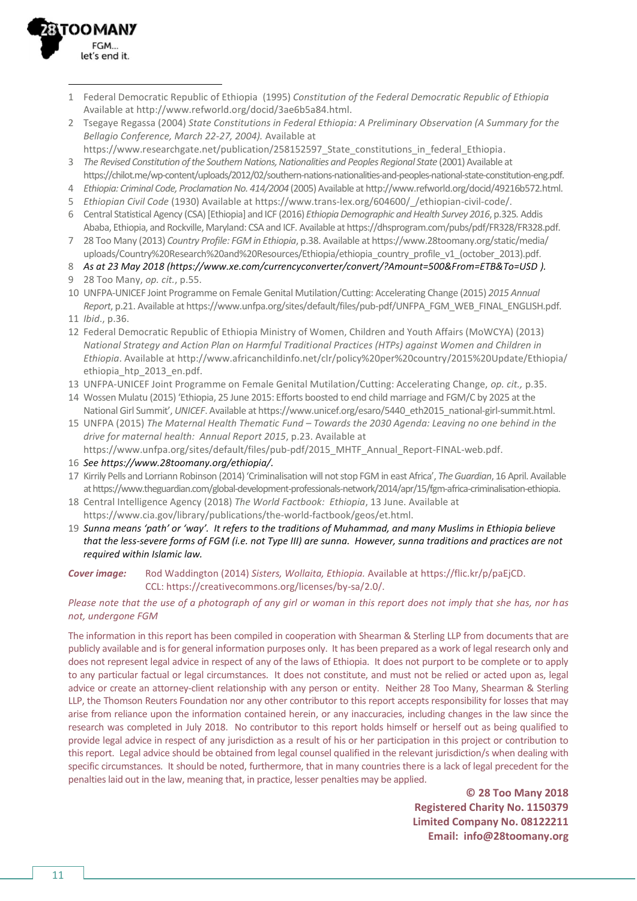1 Federal Democratic Republic of Ethiopia (1995) *Constitution of the Federal Democratic Republic of Ethiopia* Available at http://www.refworld.org/docid/3ae6b5a84.html.

2 Tsegaye Regassa (2004) *State Constitutions in Federal Ethiopia: A Preliminary Observation (A Summary for the Bellagio Conference, March 22-27, 2004).* Available at https://www.researchgate.net/publication/258152597_State_constitutions_in_federal_Ethiopia.

3 *The Revised Constitution of the Southern Nations, Nationalities and Peoples Regional State* (2001) Available at https://chilot.me/wp-content/uploads/2012/02/southern-nations-nationalities-and-peoples-national-state-constitution-eng.pdf.

4 *Ethiopia: Criminal Code, Proclamation No. 414/2004* (2005) Available at http://www.refworld.org/docid/49216b572.html.

5 *Ethiopian Civil Code* (1930) Available at https://www.trans-lex.org/604600/_/ethiopian-civil-code/.

6 Central Statistical Agency (CSA) [Ethiopia] and ICF (2016) *Ethiopia Demographic and Health Survey 2016*, p.325. Addis Ababa, Ethiopia, and Rockville, Maryland: CSA and ICF. Available at https://dhsprogram.com/pubs/pdf/FR328/FR328.pdf.

7 28 Too Many (2013) *Country Profile: FGM in Ethiopia*, p.38. Available at https://www.28toomany.org/static/media/uploads/Country%20Research%20and%20Resources/Ethiopia/ethiopia_country_profile_v1_(october_2013).pdf.

8 *As at 23 May 2018 (https://www.xe.com/currencyconverter/convert/?Amount=500&From=ETB&To=USD ).*

9 28 Too Many, *op. cit.*, p.55.

10 UNFPA-UNICEF Joint Programme on Female Genital Mutilation/Cutting: Accelerating Change (2015) *2015 Annual Report*, p.21. Available at https://www.unfpa.org/sites/default/files/pub-pdf/UNFPA_FGM_WEB_FINAL_ENGLISH.pdf.

11 *Ibid*., p.36.

12 Federal Democratic Republic of Ethiopia Ministry of Women, Children and Youth Affairs (MoWCYA) (2013) *National Strategy and Action Plan on Harmful Traditional Practices (HTPs) against Women and Children in Ethiopia*. Available at http://www.africanchildinfo.net/clr/policy%20per%20country/2015%20Update/Ethiopia/ethiopia_htp_2013_en.pdf.

13 UNFPA-UNICEF Joint Programme on Female Genital Mutilation/Cutting: Accelerating Change, *op. cit.,* p.35.

14 Wossen Mulatu (2015) 'Ethiopia, 25 June 2015: Efforts boosted to end child marriage and FGM/C by 2025 at the National Girl Summit', *UNICEF*. Available at https://www.unicef.org/esaro/5440_eth2015_national-girl-summit.html.

15 UNFPA (2015) *The Maternal Health Thematic Fund – Towards the 2030 Agenda: Leaving no one behind in the drive for maternal health: Annual Report 2015*, p.23. Available at https://www.unfpa.org/sites/default/files/pub-pdf/2015_MHTF_Annual_Report-FINAL-web.pdf.

16 *See https://www.28toomany.org/ethiopia/.*

17 Kirrily Pells and Lorriann Robinson (2014) 'Criminalisation will not stop FGM in east Africa', *The Guardian*, 16 April. Available at https://www.theguardian.com/global-development-professionals-network/2014/apr/15/fgm-africa-criminalisation-ethiopia.

18 Central Intelligence Agency (2018) *The World Factbook: Ethiopia*, 13 June. Available at https://www.cia.gov/library/publications/the-world-factbook/geos/et.html.

19 *Sunna means 'path' or 'way'. It refers to the traditions of Muhammad, and many Muslims in Ethiopia believe that the less-severe forms of FGM (i.e. not Type III) are sunna. However, sunna traditions and practices are not required within Islamic law.*

***Cover image:*** Rod Waddington (2014) *Sisters, Wollaita, Ethiopia.* Available at https://flic.kr/p/paEjCD. CCL: https://creativecommons.org/licenses/by-sa/2.0/.

*Please note that the use of a photograph of any girl or woman in this report does not imply that she has, nor has not, undergone FGM*

The information in this report has been compiled in cooperation with Shearman & Sterling LLP from documents that are publicly available and is for general information purposes only. It has been prepared as a work of legal research only and does not represent legal advice in respect of any of the laws of Ethiopia. It does not purport to be complete or to apply to any particular factual or legal circumstances. It does not constitute, and must not be relied or acted upon as, legal advice or create an attorney-client relationship with any person or entity. Neither 28 Too Many, Shearman & Sterling LLP, the Thomson Reuters Foundation nor any other contributor to this report accepts responsibility for losses that may arise from reliance upon the information contained herein, or any inaccuracies, including changes in the law since the research was completed in July 2018. No contributor to this report holds himself or herself out as being qualified to provide legal advice in respect of any jurisdiction as a result of his or her participation in this project or contribution to this report. Legal advice should be obtained from legal counsel qualified in the relevant jurisdiction/s when dealing with specific circumstances. It should be noted, furthermore, that in many countries there is a lack of legal precedent for the penalties laid out in the law, meaning that, in practice, lesser penalties may be applied.

**© 28 Too Many 2018**
**Registered Charity No. 1150379**
**Limited Company No. 08122211**
**Email: info@28toomany.org**